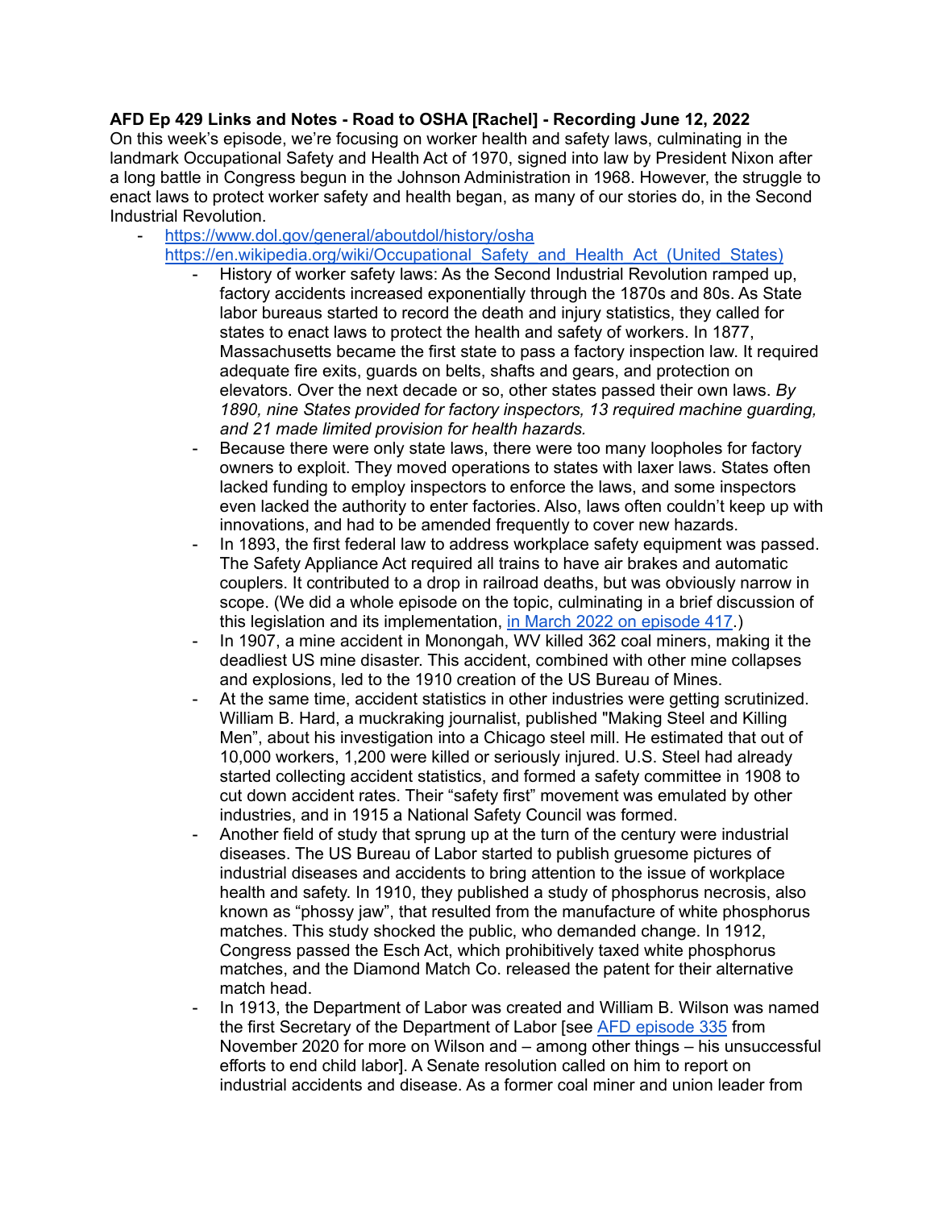**AFD Ep 429 Links and Notes - Road to OSHA [Rachel] - Recording June 12, 2022**

On this week's episode, we're focusing on worker health and safety laws, culminating in the landmark Occupational Safety and Health Act of 1970, signed into law by President Nixon after a long battle in Congress begun in the Johnson Administration in 1968. However, the struggle to enact laws to protect worker safety and health began, as many of our stories do, in the Second Industrial Revolution.

- [https://www.dol.gov/general/aboutdol/history/osha](https://www.dol.gov/general/aboutdol/history/osha)
  [https://en.wikipedia.org/wiki/Occupational_Safety_and_Health_Act_(United_States)](https://en.wikipedia.org/wiki/Occupational_Safety_and_Health_Act_(United_States))
    - History of worker safety laws: As the Second Industrial Revolution ramped up, factory accidents increased exponentially through the 1870s and 80s. As State labor bureaus started to record the death and injury statistics, they called for states to enact laws to protect the health and safety of workers. In 1877, Massachusetts became the first state to pass a factory inspection law. It required adequate fire exits, guards on belts, shafts and gears, and protection on elevators. Over the next decade or so, other states passed their own laws. *By 1890, nine States provided for factory inspectors, 13 required machine guarding, and 21 made limited provision for health hazards.*
    - Because there were only state laws, there were too many loopholes for factory owners to exploit. They moved operations to states with laxer laws. States often lacked funding to employ inspectors to enforce the laws, and some inspectors even lacked the authority to enter factories. Also, laws often couldn't keep up with innovations, and had to be amended frequently to cover new hazards.
    - In 1893, the first federal law to address workplace safety equipment was passed. The Safety Appliance Act required all trains to have air brakes and automatic couplers. It contributed to a drop in railroad deaths, but was obviously narrow in scope. (We did a whole episode on the topic, culminating in a brief discussion of this legislation and its implementation, [in March 2022 on episode 417](in March 2022 on episode 417).)
    - In 1907, a mine accident in Monongah, WV killed 362 coal miners, making it the deadliest US mine disaster. This accident, combined with other mine collapses and explosions, led to the 1910 creation of the US Bureau of Mines.
    - At the same time, accident statistics in other industries were getting scrutinized. William B. Hard, a muckraking journalist, published "Making Steel and Killing Men", about his investigation into a Chicago steel mill. He estimated that out of 10,000 workers, 1,200 were killed or seriously injured. U.S. Steel had already started collecting accident statistics, and formed a safety committee in 1908 to cut down accident rates. Their "safety first" movement was emulated by other industries, and in 1915 a National Safety Council was formed.
    - Another field of study that sprung up at the turn of the century were industrial diseases. The US Bureau of Labor started to publish gruesome pictures of industrial diseases and accidents to bring attention to the issue of workplace health and safety. In 1910, they published a study of phosphorus necrosis, also known as "phossy jaw", that resulted from the manufacture of white phosphorus matches. This study shocked the public, who demanded change. In 1912, Congress passed the Esch Act, which prohibitively taxed white phosphorus matches, and the Diamond Match Co. released the patent for their alternative match head.
    - In 1913, the Department of Labor was created and William B. Wilson was named the first Secretary of the Department of Labor [see [AFD episode 335](AFD episode 335) from November 2020 for more on Wilson and – among other things – his unsuccessful efforts to end child labor]. A Senate resolution called on him to report on industrial accidents and disease. As a former coal miner and union leader from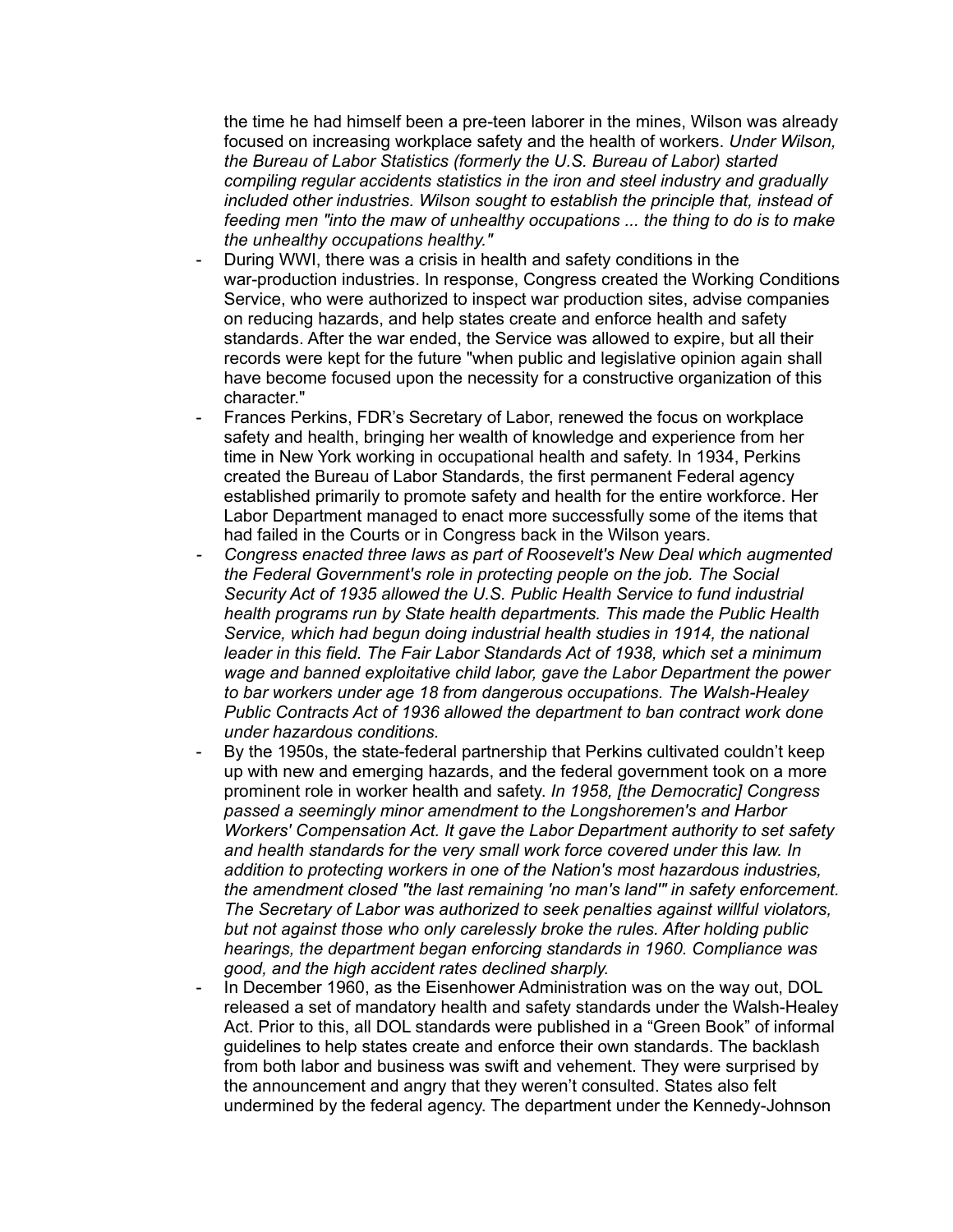the time he had himself been a pre-teen laborer in the mines, Wilson was already focused on increasing workplace safety and the health of workers. *Under Wilson, the Bureau of Labor Statistics (formerly the U.S. Bureau of Labor) started compiling regular accidents statistics in the iron and steel industry and gradually included other industries. Wilson sought to establish the principle that, instead of feeding men "into the maw of unhealthy occupations ... the thing to do is to make the unhealthy occupations healthy."*

- During WWI, there was a crisis in health and safety conditions in the war-production industries. In response, Congress created the Working Conditions Service, who were authorized to inspect war production sites, advise companies on reducing hazards, and help states create and enforce health and safety standards. After the war ended, the Service was allowed to expire, but all their records were kept for the future "when public and legislative opinion again shall have become focused upon the necessity for a constructive organization of this character."
- Frances Perkins, FDR's Secretary of Labor, renewed the focus on workplace safety and health, bringing her wealth of knowledge and experience from her time in New York working in occupational health and safety. In 1934, Perkins created the Bureau of Labor Standards, the first permanent Federal agency established primarily to promote safety and health for the entire workforce. Her Labor Department managed to enact more successfully some of the items that had failed in the Courts or in Congress back in the Wilson years.
- *Congress enacted three laws as part of Roosevelt's New Deal which augmented the Federal Government's role in protecting people on the job. The Social Security Act of 1935 allowed the U.S. Public Health Service to fund industrial health programs run by State health departments. This made the Public Health Service, which had begun doing industrial health studies in 1914, the national leader in this field. The Fair Labor Standards Act of 1938, which set a minimum wage and banned exploitative child labor, gave the Labor Department the power to bar workers under age 18 from dangerous occupations. The Walsh-Healey Public Contracts Act of 1936 allowed the department to ban contract work done under hazardous conditions.*
- By the 1950s, the state-federal partnership that Perkins cultivated couldn't keep up with new and emerging hazards, and the federal government took on a more prominent role in worker health and safety. *In 1958, [the Democratic] Congress passed a seemingly minor amendment to the Longshoremen's and Harbor Workers' Compensation Act. It gave the Labor Department authority to set safety and health standards for the very small work force covered under this law. In addition to protecting workers in one of the Nation's most hazardous industries, the amendment closed "the last remaining 'no man's land'" in safety enforcement. The Secretary of Labor was authorized to seek penalties against willful violators, but not against those who only carelessly broke the rules. After holding public hearings, the department began enforcing standards in 1960. Compliance was good, and the high accident rates declined sharply.*
- In December 1960, as the Eisenhower Administration was on the way out, DOL released a set of mandatory health and safety standards under the Walsh-Healey Act. Prior to this, all DOL standards were published in a "Green Book" of informal guidelines to help states create and enforce their own standards. The backlash from both labor and business was swift and vehement. They were surprised by the announcement and angry that they weren't consulted. States also felt undermined by the federal agency. The department under the Kennedy-Johnson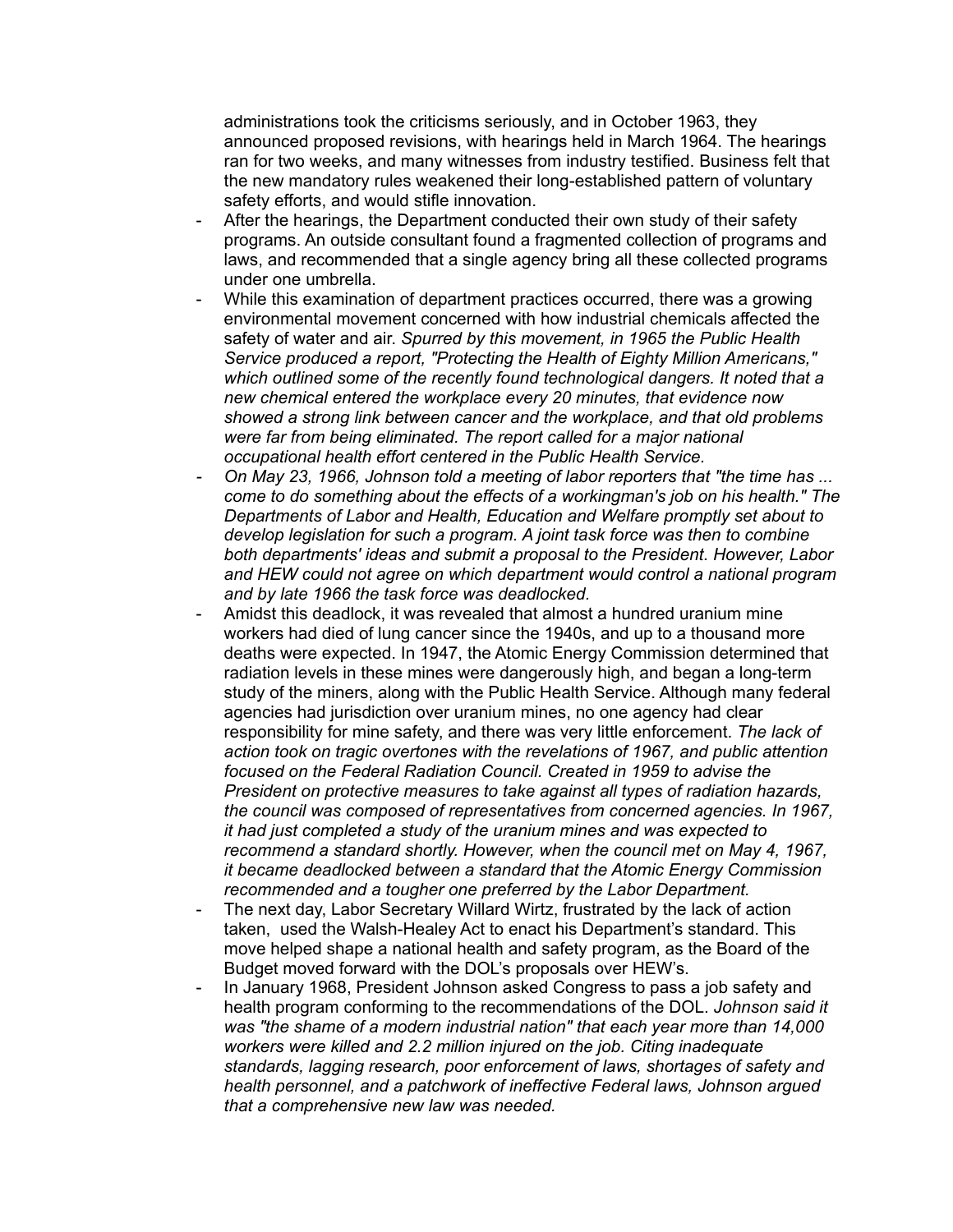administrations took the criticisms seriously, and in October 1963, they announced proposed revisions, with hearings held in March 1964. The hearings ran for two weeks, and many witnesses from industry testified. Business felt that the new mandatory rules weakened their long-established pattern of voluntary safety efforts, and would stifle innovation.

- After the hearings, the Department conducted their own study of their safety programs. An outside consultant found a fragmented collection of programs and laws, and recommended that a single agency bring all these collected programs under one umbrella.
- While this examination of department practices occurred, there was a growing environmental movement concerned with how industrial chemicals affected the safety of water and air. *Spurred by this movement, in 1965 the Public Health Service produced a report, "Protecting the Health of Eighty Million Americans," which outlined some of the recently found technological dangers. It noted that a new chemical entered the workplace every 20 minutes, that evidence now showed a strong link between cancer and the workplace, and that old problems were far from being eliminated. The report called for a major national occupational health effort centered in the Public Health Service.*
- *On May 23, 1966, Johnson told a meeting of labor reporters that "the time has ... come to do something about the effects of a workingman's job on his health." The Departments of Labor and Health, Education and Welfare promptly set about to develop legislation for such a program. A joint task force was then to combine both departments' ideas and submit a proposal to the President. However, Labor and HEW could not agree on which department would control a national program and by late 1966 the task force was deadlocked.*
- Amidst this deadlock, it was revealed that almost a hundred uranium mine workers had died of lung cancer since the 1940s, and up to a thousand more deaths were expected. In 1947, the Atomic Energy Commission determined that radiation levels in these mines were dangerously high, and began a long-term study of the miners, along with the Public Health Service. Although many federal agencies had jurisdiction over uranium mines, no one agency had clear responsibility for mine safety, and there was very little enforcement. *The lack of action took on tragic overtones with the revelations of 1967, and public attention focused on the Federal Radiation Council. Created in 1959 to advise the President on protective measures to take against all types of radiation hazards, the council was composed of representatives from concerned agencies. In 1967, it had just completed a study of the uranium mines and was expected to recommend a standard shortly. However, when the council met on May 4, 1967, it became deadlocked between a standard that the Atomic Energy Commission recommended and a tougher one preferred by the Labor Department.*
- The next day, Labor Secretary Willard Wirtz, frustrated by the lack of action taken, used the Walsh-Healey Act to enact his Department's standard. This move helped shape a national health and safety program, as the Board of the Budget moved forward with the DOL's proposals over HEW's.
- In January 1968, President Johnson asked Congress to pass a job safety and health program conforming to the recommendations of the DOL. *Johnson said it was "the shame of a modern industrial nation" that each year more than 14,000 workers were killed and 2.2 million injured on the job. Citing inadequate standards, lagging research, poor enforcement of laws, shortages of safety and health personnel, and a patchwork of ineffective Federal laws, Johnson argued that a comprehensive new law was needed.*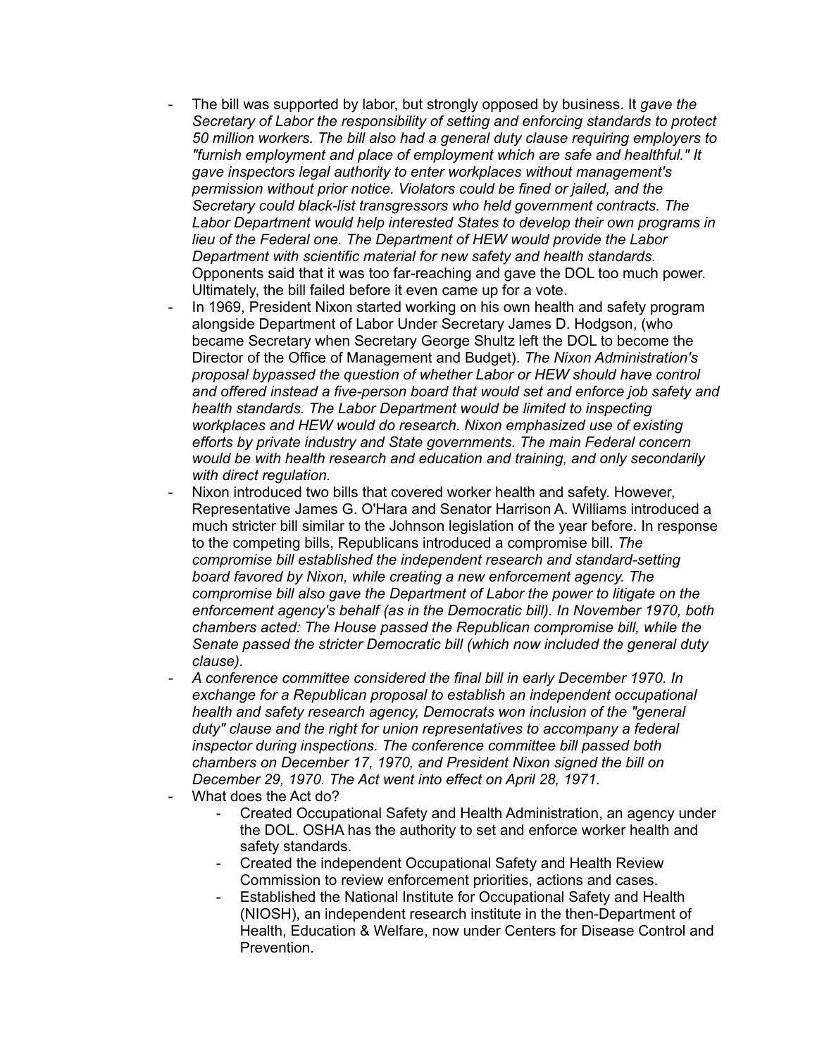- The bill was supported by labor, but strongly opposed by business. It *gave the Secretary of Labor the responsibility of setting and enforcing standards to protect 50 million workers. The bill also had a general duty clause requiring employers to "furnish employment and place of employment which are safe and healthful." It gave inspectors legal authority to enter workplaces without management's permission without prior notice. Violators could be fined or jailed, and the Secretary could black-list transgressors who held government contracts. The Labor Department would help interested States to develop their own programs in lieu of the Federal one. The Department of HEW would provide the Labor Department with scientific material for new safety and health standards.* Opponents said that it was too far-reaching and gave the DOL too much power. Ultimately, the bill failed before it even came up for a vote.
- In 1969, President Nixon started working on his own health and safety program alongside Department of Labor Under Secretary James D. Hodgson, (who became Secretary when Secretary George Shultz left the DOL to become the Director of the Office of Management and Budget). *The Nixon Administration's proposal bypassed the question of whether Labor or HEW should have control and offered instead a five-person board that would set and enforce job safety and health standards. The Labor Department would be limited to inspecting workplaces and HEW would do research. Nixon emphasized use of existing efforts by private industry and State governments. The main Federal concern would be with health research and education and training, and only secondarily with direct regulation.*
- Nixon introduced two bills that covered worker health and safety. However, Representative James G. O'Hara and Senator Harrison A. Williams introduced a much stricter bill similar to the Johnson legislation of the year before. In response to the competing bills, Republicans introduced a compromise bill. *The compromise bill established the independent research and standard-setting board favored by Nixon, while creating a new enforcement agency. The compromise bill also gave the Department of Labor the power to litigate on the enforcement agency's behalf (as in the Democratic bill). In November 1970, both chambers acted: The House passed the Republican compromise bill, while the Senate passed the stricter Democratic bill (which now included the general duty clause).*
- *A conference committee considered the final bill in early December 1970. In exchange for a Republican proposal to establish an independent occupational health and safety research agency, Democrats won inclusion of the "general duty" clause and the right for union representatives to accompany a federal inspector during inspections. The conference committee bill passed both chambers on December 17, 1970, and President Nixon signed the bill on December 29, 1970. The Act went into effect on April 28, 1971.*
- What does the Act do?
    - Created Occupational Safety and Health Administration, an agency under the DOL. OSHA has the authority to set and enforce worker health and safety standards.
    - Created the independent Occupational Safety and Health Review Commission to review enforcement priorities, actions and cases.
    - Established the National Institute for Occupational Safety and Health (NIOSH), an independent research institute in the then-Department of Health, Education & Welfare, now under Centers for Disease Control and Prevention.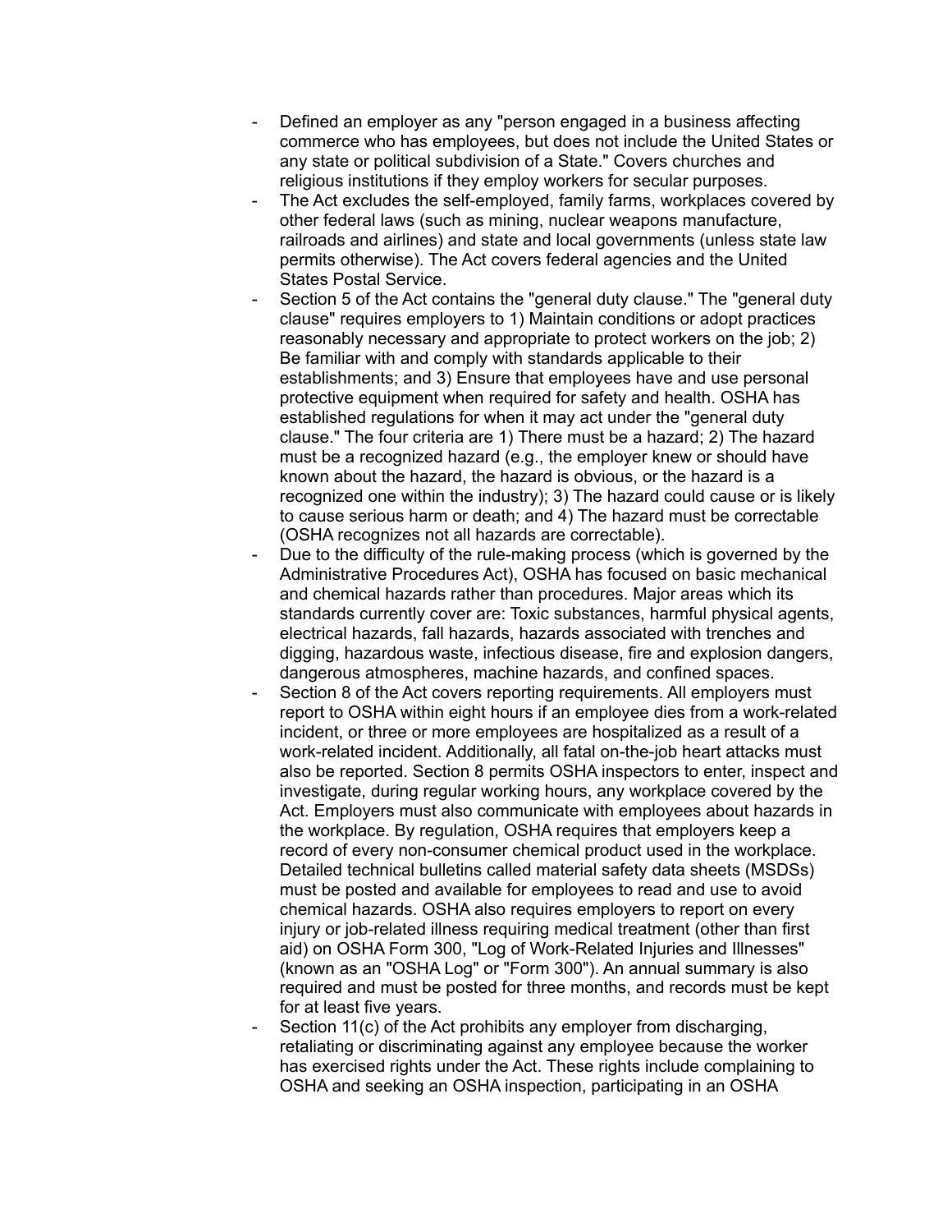- Defined an employer as any "person engaged in a business affecting commerce who has employees, but does not include the United States or any state or political subdivision of a State." Covers churches and religious institutions if they employ workers for secular purposes.
- The Act excludes the self-employed, family farms, workplaces covered by other federal laws (such as mining, nuclear weapons manufacture, railroads and airlines) and state and local governments (unless state law permits otherwise). The Act covers federal agencies and the United States Postal Service.
- Section 5 of the Act contains the "general duty clause." The "general duty clause" requires employers to 1) Maintain conditions or adopt practices reasonably necessary and appropriate to protect workers on the job; 2) Be familiar with and comply with standards applicable to their establishments; and 3) Ensure that employees have and use personal protective equipment when required for safety and health. OSHA has established regulations for when it may act under the "general duty clause." The four criteria are 1) There must be a hazard; 2) The hazard must be a recognized hazard (e.g., the employer knew or should have known about the hazard, the hazard is obvious, or the hazard is a recognized one within the industry); 3) The hazard could cause or is likely to cause serious harm or death; and 4) The hazard must be correctable (OSHA recognizes not all hazards are correctable).
- Due to the difficulty of the rule-making process (which is governed by the Administrative Procedures Act), OSHA has focused on basic mechanical and chemical hazards rather than procedures. Major areas which its standards currently cover are: Toxic substances, harmful physical agents, electrical hazards, fall hazards, hazards associated with trenches and digging, hazardous waste, infectious disease, fire and explosion dangers, dangerous atmospheres, machine hazards, and confined spaces.
- Section 8 of the Act covers reporting requirements. All employers must report to OSHA within eight hours if an employee dies from a work-related incident, or three or more employees are hospitalized as a result of a work-related incident. Additionally, all fatal on-the-job heart attacks must also be reported. Section 8 permits OSHA inspectors to enter, inspect and investigate, during regular working hours, any workplace covered by the Act. Employers must also communicate with employees about hazards in the workplace. By regulation, OSHA requires that employers keep a record of every non-consumer chemical product used in the workplace. Detailed technical bulletins called material safety data sheets (MSDSs) must be posted and available for employees to read and use to avoid chemical hazards. OSHA also requires employers to report on every injury or job-related illness requiring medical treatment (other than first aid) on OSHA Form 300, "Log of Work-Related Injuries and Illnesses" (known as an "OSHA Log" or "Form 300"). An annual summary is also required and must be posted for three months, and records must be kept for at least five years.
- Section 11(c) of the Act prohibits any employer from discharging, retaliating or discriminating against any employee because the worker has exercised rights under the Act. These rights include complaining to OSHA and seeking an OSHA inspection, participating in an OSHA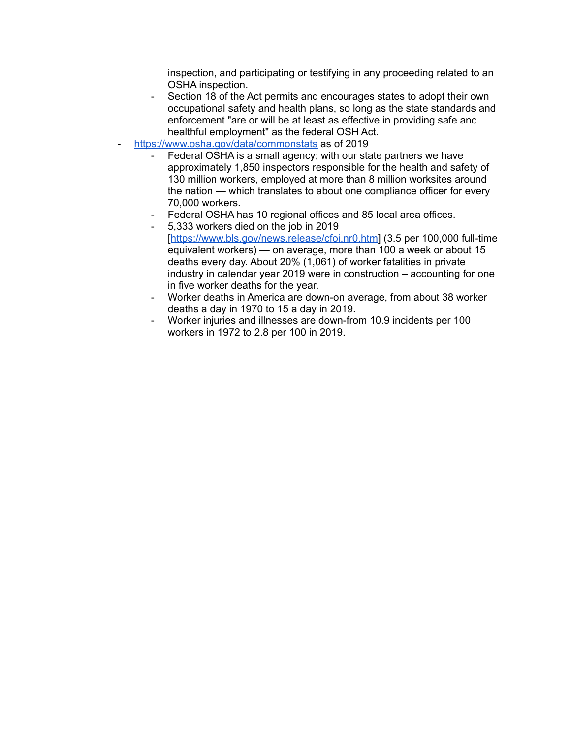inspection, and participating or testifying in any proceeding related to an OSHA inspection.
  - Section 18 of the Act permits and encourages states to adopt their own occupational safety and health plans, so long as the state standards and enforcement "are or will be at least as effective in providing safe and healthful employment" as the federal OSH Act.
- https://www.osha.gov/data/commonstats as of 2019
  - Federal OSHA is a small agency; with our state partners we have approximately 1,850 inspectors responsible for the health and safety of 130 million workers, employed at more than 8 million worksites around the nation — which translates to about one compliance officer for every 70,000 workers.
  - Federal OSHA has 10 regional offices and 85 local area offices.
  - 5,333 workers died on the job in 2019 [https://www.bls.gov/news.release/cfoi.nr0.htm] (3.5 per 100,000 full-time equivalent workers) — on average, more than 100 a week or about 15 deaths every day. About 20% (1,061) of worker fatalities in private industry in calendar year 2019 were in construction – accounting for one in five worker deaths for the year.
  - Worker deaths in America are down-on average, from about 38 worker deaths a day in 1970 to 15 a day in 2019.
  - Worker injuries and illnesses are down-from 10.9 incidents per 100 workers in 1972 to 2.8 per 100 in 2019.